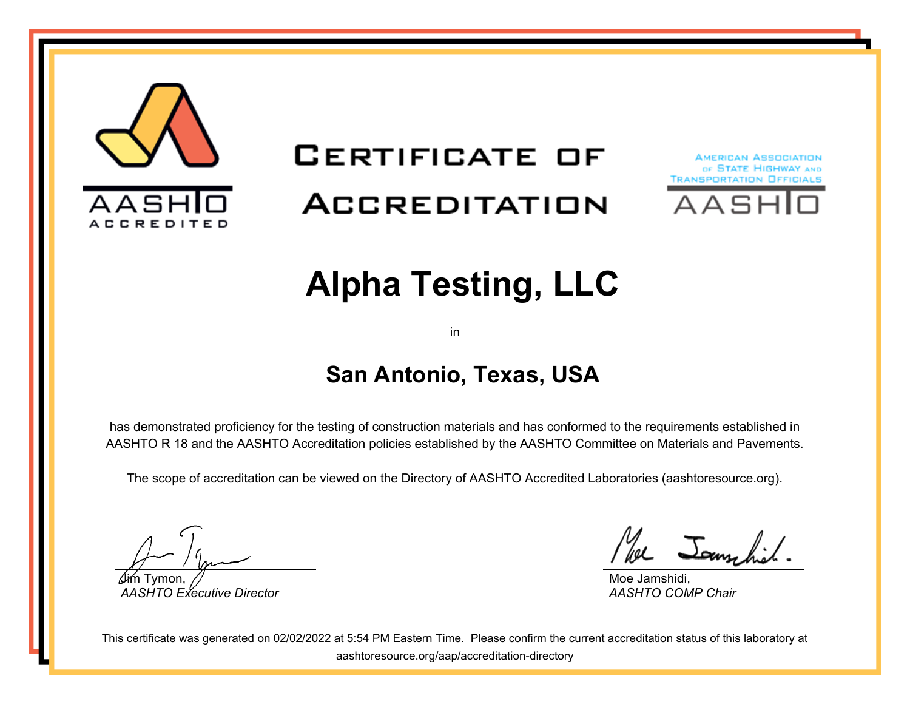AASHTO ACCREDITED

# CERTIFICATE OF ACCREDITATION

AMERICAN ASSOCIATION OF STATE HIGHWAY AND TRANSPORTATION OFFICIALS

AASHTO

# Alpha Testing, LLC

in

## San Antonio, Texas, USA

has demonstrated proficiency for the testing of construction materials and has conformed to the requirements established in AASHTO R 18 and the AASHTO Accreditation policies established by the AASHTO Committee on Materials and Pavements.

The scope of accreditation can be viewed on the Directory of AASHTO Accredited Laboratories (aashtoresource.org).

Jim Tymon,
*AASHTO Executive Director*

Moe Jamshidi,
*AASHTO COMP Chair*

This certificate was generated on 02/02/2022 at 5:54 PM Eastern Time. Please confirm the current accreditation status of this laboratory at aashtoresource.org/aap/accreditation-directory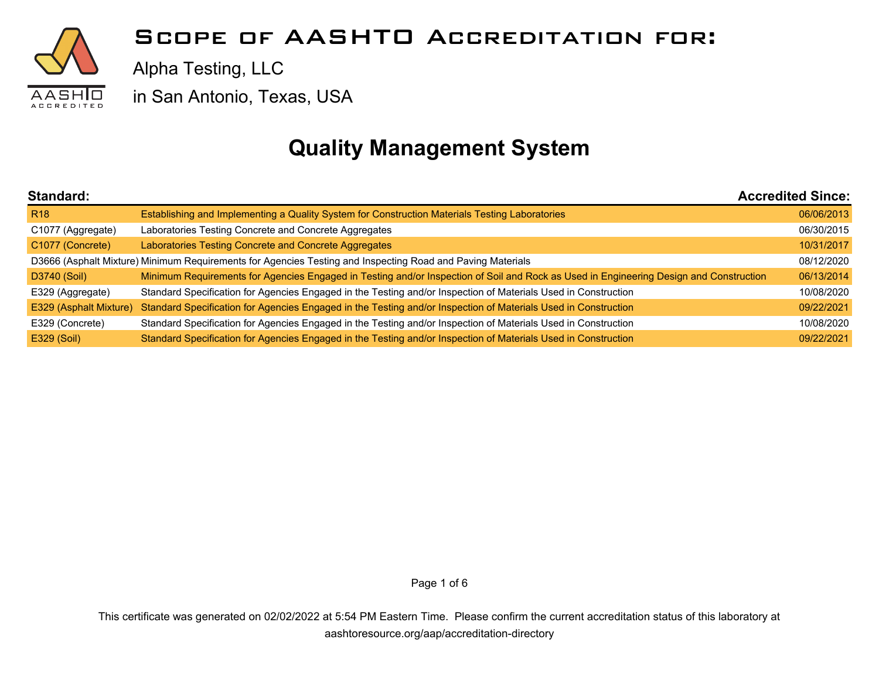# Scope of AASHTO Accreditation for:

Alpha Testing, LLC

in San Antonio, Texas, USA

## Quality Management System

| Standard: | | Accredited Since: |
|---|---|---|
| R18 | Establishing and Implementing a Quality System for Construction Materials Testing Laboratories | 06/06/2013 |
| C1077 (Aggregate) | Laboratories Testing Concrete and Concrete Aggregates | 06/30/2015 |
| C1077 (Concrete) | Laboratories Testing Concrete and Concrete Aggregates | 10/31/2017 |
| D3666 (Asphalt Mixture) | Minimum Requirements for Agencies Testing and Inspecting Road and Paving Materials | 08/12/2020 |
| D3740 (Soil) | Minimum Requirements for Agencies Engaged in Testing and/or Inspection of Soil and Rock as Used in Engineering Design and Construction | 06/13/2014 |
| E329 (Aggregate) | Standard Specification for Agencies Engaged in the Testing and/or Inspection of Materials Used in Construction | 10/08/2020 |
| E329 (Asphalt Mixture) | Standard Specification for Agencies Engaged in the Testing and/or Inspection of Materials Used in Construction | 09/22/2021 |
| E329 (Concrete) | Standard Specification for Agencies Engaged in the Testing and/or Inspection of Materials Used in Construction | 10/08/2020 |
| E329 (Soil) | Standard Specification for Agencies Engaged in the Testing and/or Inspection of Materials Used in Construction | 09/22/2021 |

This certificate was generated on 02/02/2022 at 5:54 PM Eastern Time. Please confirm the current accreditation status of this laboratory at aashtoresource.org/aap/accreditation-directory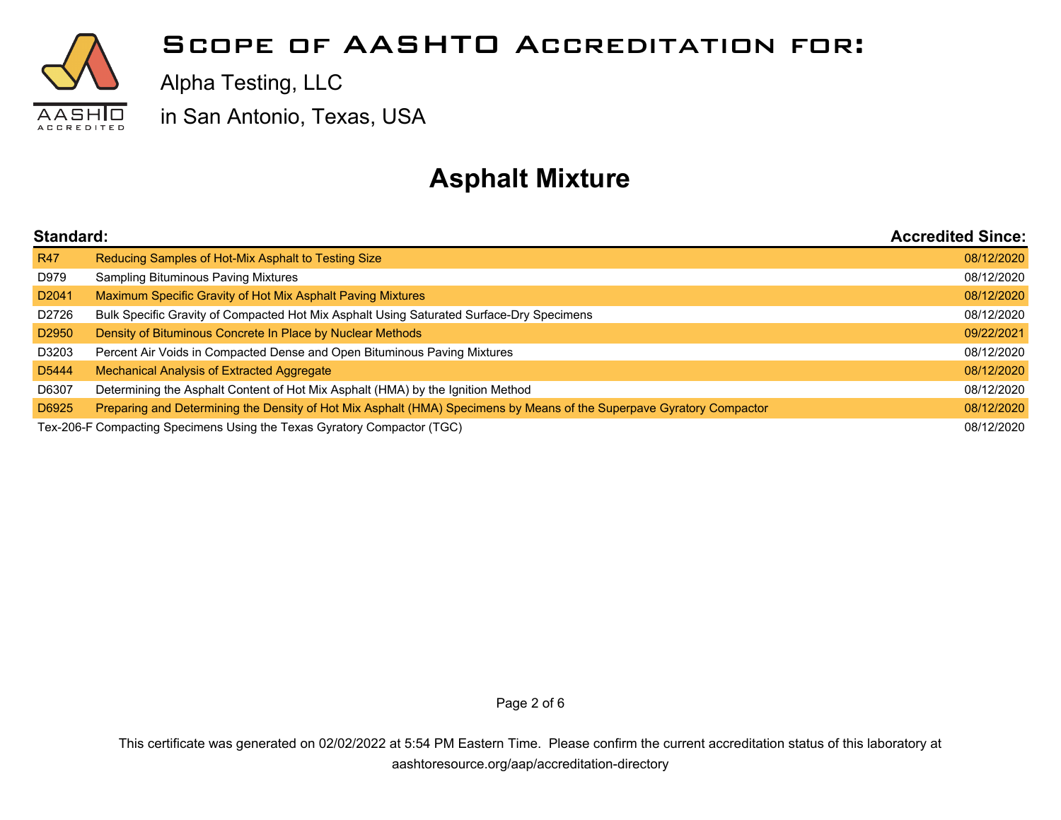# Scope of AASHTO Accreditation for:

Alpha Testing, LLC

in San Antonio, Texas, USA

## Asphalt Mixture

| Standard: | | Accredited Since: |
|---|---|---|
| R47 | Reducing Samples of Hot-Mix Asphalt to Testing Size | 08/12/2020 |
| D979 | Sampling Bituminous Paving Mixtures | 08/12/2020 |
| D2041 | Maximum Specific Gravity of Hot Mix Asphalt Paving Mixtures | 08/12/2020 |
| D2726 | Bulk Specific Gravity of Compacted Hot Mix Asphalt Using Saturated Surface-Dry Specimens | 08/12/2020 |
| D2950 | Density of Bituminous Concrete In Place by Nuclear Methods | 09/22/2021 |
| D3203 | Percent Air Voids in Compacted Dense and Open Bituminous Paving Mixtures | 08/12/2020 |
| D5444 | Mechanical Analysis of Extracted Aggregate | 08/12/2020 |
| D6307 | Determining the Asphalt Content of Hot Mix Asphalt (HMA) by the Ignition Method | 08/12/2020 |
| D6925 | Preparing and Determining the Density of Hot Mix Asphalt (HMA) Specimens by Means of the Superpave Gyratory Compactor | 08/12/2020 |
| Tex-206-F | Compacting Specimens Using the Texas Gyratory Compactor (TGC) | 08/12/2020 |

This certificate was generated on 02/02/2022 at 5:54 PM Eastern Time. Please confirm the current accreditation status of this laboratory at aashtoresource.org/aap/accreditation-directory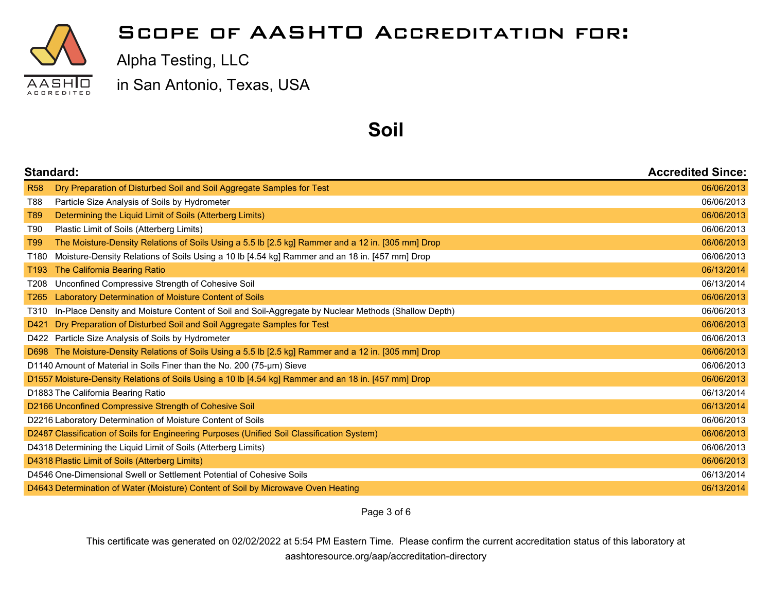# Scope of AASHTO Accreditation for:

Alpha Testing, LLC

in San Antonio, Texas, USA

## Soil

| Standard: | | Accredited Since: |
|---|---|---|
| R58 | Dry Preparation of Disturbed Soil and Soil Aggregate Samples for Test | 06/06/2013 |
| T88 | Particle Size Analysis of Soils by Hydrometer | 06/06/2013 |
| T89 | Determining the Liquid Limit of Soils (Atterberg Limits) | 06/06/2013 |
| T90 | Plastic Limit of Soils (Atterberg Limits) | 06/06/2013 |
| T99 | The Moisture-Density Relations of Soils Using a 5.5 lb [2.5 kg] Rammer and a 12 in. [305 mm] Drop | 06/06/2013 |
| T180 | Moisture-Density Relations of Soils Using a 10 lb [4.54 kg] Rammer and an 18 in. [457 mm] Drop | 06/06/2013 |
| T193 | The California Bearing Ratio | 06/13/2014 |
| T208 | Unconfined Compressive Strength of Cohesive Soil | 06/13/2014 |
| T265 | Laboratory Determination of Moisture Content of Soils | 06/06/2013 |
| T310 | In-Place Density and Moisture Content of Soil and Soil-Aggregate by Nuclear Methods (Shallow Depth) | 06/06/2013 |
| D421 | Dry Preparation of Disturbed Soil and Soil Aggregate Samples for Test | 06/06/2013 |
| D422 | Particle Size Analysis of Soils by Hydrometer | 06/06/2013 |
| D698 | The Moisture-Density Relations of Soils Using a 5.5 lb [2.5 kg] Rammer and a 12 in. [305 mm] Drop | 06/06/2013 |
| D1140 | Amount of Material in Soils Finer than the No. 200 (75-μm) Sieve | 06/06/2013 |
| D1557 | Moisture-Density Relations of Soils Using a 10 lb [4.54 kg] Rammer and an 18 in. [457 mm] Drop | 06/06/2013 |
| D1883 | The California Bearing Ratio | 06/13/2014 |
| D2166 | Unconfined Compressive Strength of Cohesive Soil | 06/13/2014 |
| D2216 | Laboratory Determination of Moisture Content of Soils | 06/06/2013 |
| D2487 | Classification of Soils for Engineering Purposes (Unified Soil Classification System) | 06/06/2013 |
| D4318 | Determining the Liquid Limit of Soils (Atterberg Limits) | 06/06/2013 |
| D4318 | Plastic Limit of Soils (Atterberg Limits) | 06/06/2013 |
| D4546 | One-Dimensional Swell or Settlement Potential of Cohesive Soils | 06/13/2014 |
| D4643 | Determination of Water (Moisture) Content of Soil by Microwave Oven Heating | 06/13/2014 |

This certificate was generated on 02/02/2022 at 5:54 PM Eastern Time. Please confirm the current accreditation status of this laboratory at aashtoresource.org/aap/accreditation-directory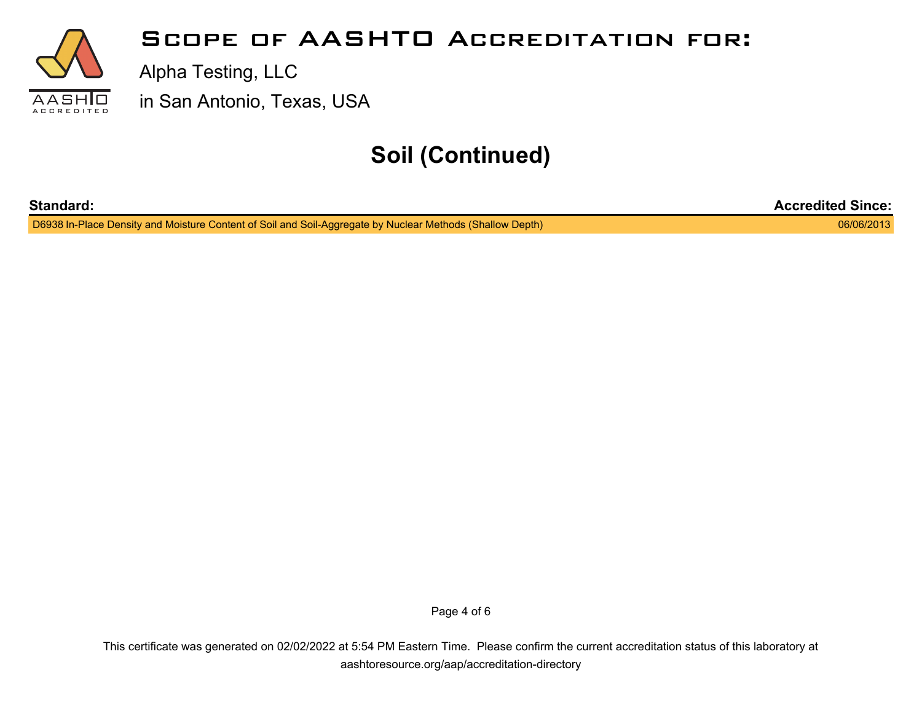# Scope of AASHTO Accreditation for:

Alpha Testing, LLC

in San Antonio, Texas, USA

## Soil (Continued)

| Standard: | Accredited Since: |
|---|---|
| D6938 In-Place Density and Moisture Content of Soil and Soil-Aggregate by Nuclear Methods (Shallow Depth) | 06/06/2013 |

This certificate was generated on 02/02/2022 at 5:54 PM Eastern Time. Please confirm the current accreditation status of this laboratory at aashtoresource.org/aap/accreditation-directory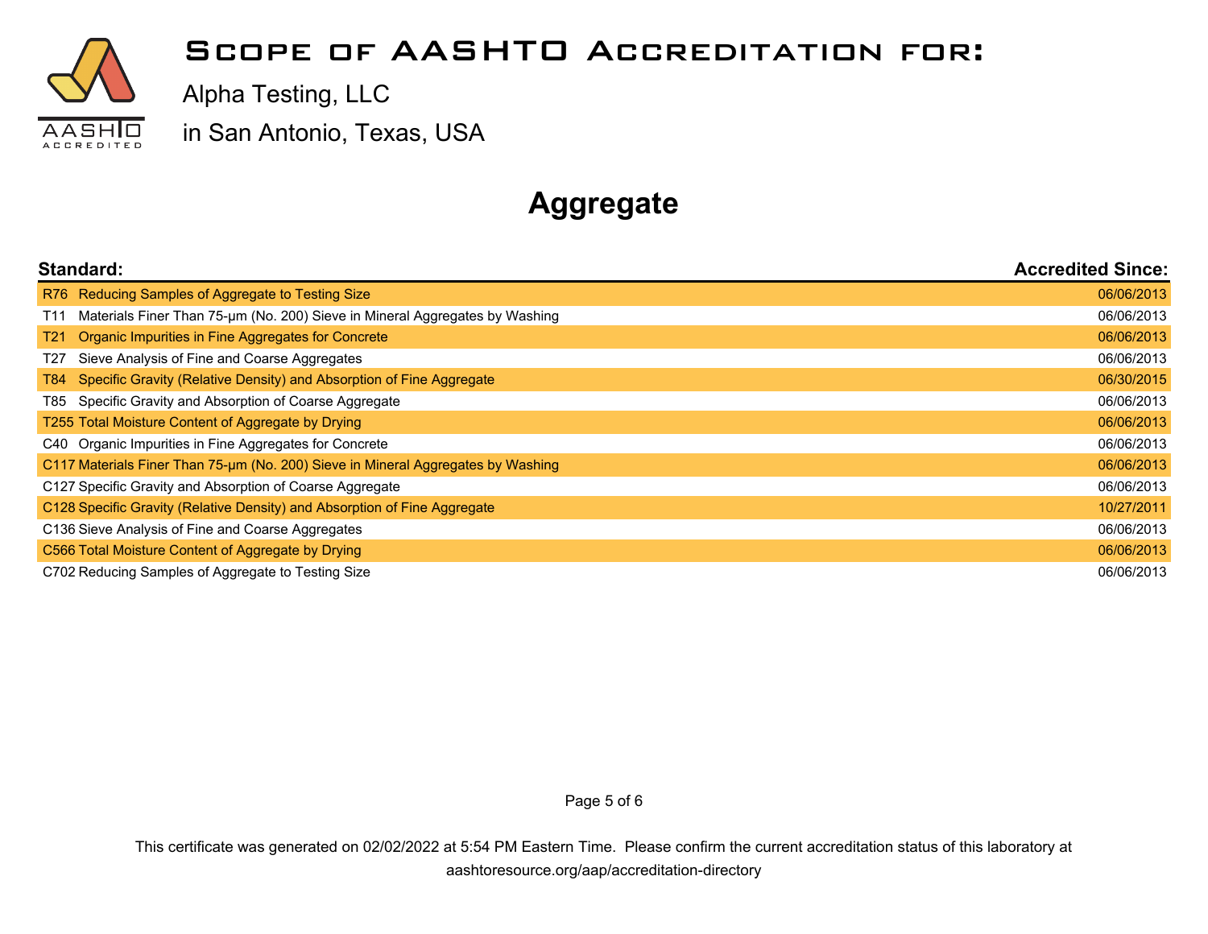# Scope of AASHTO Accreditation for:

Alpha Testing, LLC

in San Antonio, Texas, USA

## Aggregate

| Standard: | | Accredited Since: |
|---|---|---|
| R76 | Reducing Samples of Aggregate to Testing Size | 06/06/2013 |
| T11 | Materials Finer Than 75-µm (No. 200) Sieve in Mineral Aggregates by Washing | 06/06/2013 |
| T21 | Organic Impurities in Fine Aggregates for Concrete | 06/06/2013 |
| T27 | Sieve Analysis of Fine and Coarse Aggregates | 06/06/2013 |
| T84 | Specific Gravity (Relative Density) and Absorption of Fine Aggregate | 06/30/2015 |
| T85 | Specific Gravity and Absorption of Coarse Aggregate | 06/06/2013 |
| T255 | Total Moisture Content of Aggregate by Drying | 06/06/2013 |
| C40 | Organic Impurities in Fine Aggregates for Concrete | 06/06/2013 |
| C117 | Materials Finer Than 75-µm (No. 200) Sieve in Mineral Aggregates by Washing | 06/06/2013 |
| C127 | Specific Gravity and Absorption of Coarse Aggregate | 06/06/2013 |
| C128 | Specific Gravity (Relative Density) and Absorption of Fine Aggregate | 10/27/2011 |
| C136 | Sieve Analysis of Fine and Coarse Aggregates | 06/06/2013 |
| C566 | Total Moisture Content of Aggregate by Drying | 06/06/2013 |
| C702 | Reducing Samples of Aggregate to Testing Size | 06/06/2013 |

This certificate was generated on 02/02/2022 at 5:54 PM Eastern Time. Please confirm the current accreditation status of this laboratory at aashtoresource.org/aap/accreditation-directory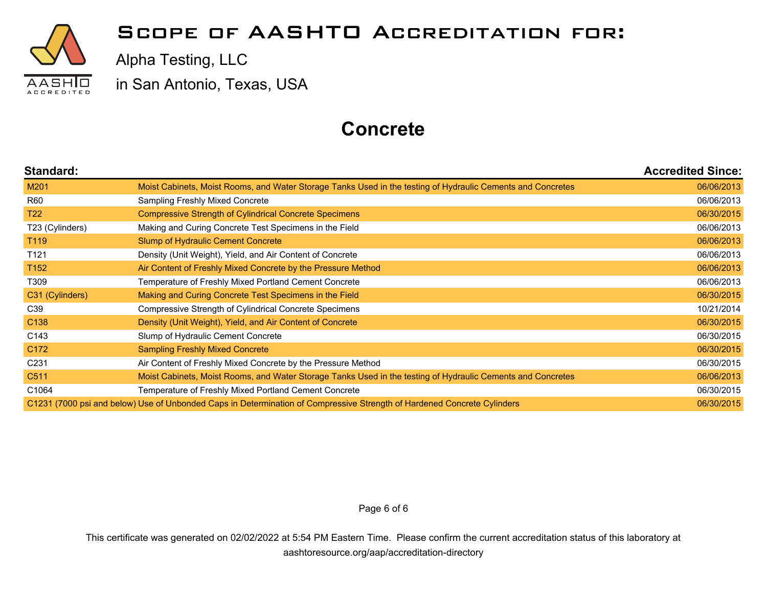# Scope of AASHTO Accreditation for:

Alpha Testing, LLC

in San Antonio, Texas, USA

## Concrete

| Standard: | | Accredited Since: |
|---|---|---|
| M201 | Moist Cabinets, Moist Rooms, and Water Storage Tanks Used in the testing of Hydraulic Cements and Concretes | 06/06/2013 |
| R60 | Sampling Freshly Mixed Concrete | 06/06/2013 |
| T22 | Compressive Strength of Cylindrical Concrete Specimens | 06/30/2015 |
| T23 (Cylinders) | Making and Curing Concrete Test Specimens in the Field | 06/06/2013 |
| T119 | Slump of Hydraulic Cement Concrete | 06/06/2013 |
| T121 | Density (Unit Weight), Yield, and Air Content of Concrete | 06/06/2013 |
| T152 | Air Content of Freshly Mixed Concrete by the Pressure Method | 06/06/2013 |
| T309 | Temperature of Freshly Mixed Portland Cement Concrete | 06/06/2013 |
| C31 (Cylinders) | Making and Curing Concrete Test Specimens in the Field | 06/30/2015 |
| C39 | Compressive Strength of Cylindrical Concrete Specimens | 10/21/2014 |
| C138 | Density (Unit Weight), Yield, and Air Content of Concrete | 06/30/2015 |
| C143 | Slump of Hydraulic Cement Concrete | 06/30/2015 |
| C172 | Sampling Freshly Mixed Concrete | 06/30/2015 |
| C231 | Air Content of Freshly Mixed Concrete by the Pressure Method | 06/30/2015 |
| C511 | Moist Cabinets, Moist Rooms, and Water Storage Tanks Used in the testing of Hydraulic Cements and Concretes | 06/06/2013 |
| C1064 | Temperature of Freshly Mixed Portland Cement Concrete | 06/30/2015 |
| C1231 (7000 psi and below) | Use of Unbonded Caps in Determination of Compressive Strength of Hardened Concrete Cylinders | 06/30/2015 |

This certificate was generated on 02/02/2022 at 5:54 PM Eastern Time. Please confirm the current accreditation status of this laboratory at aashtoresource.org/aap/accreditation-directory